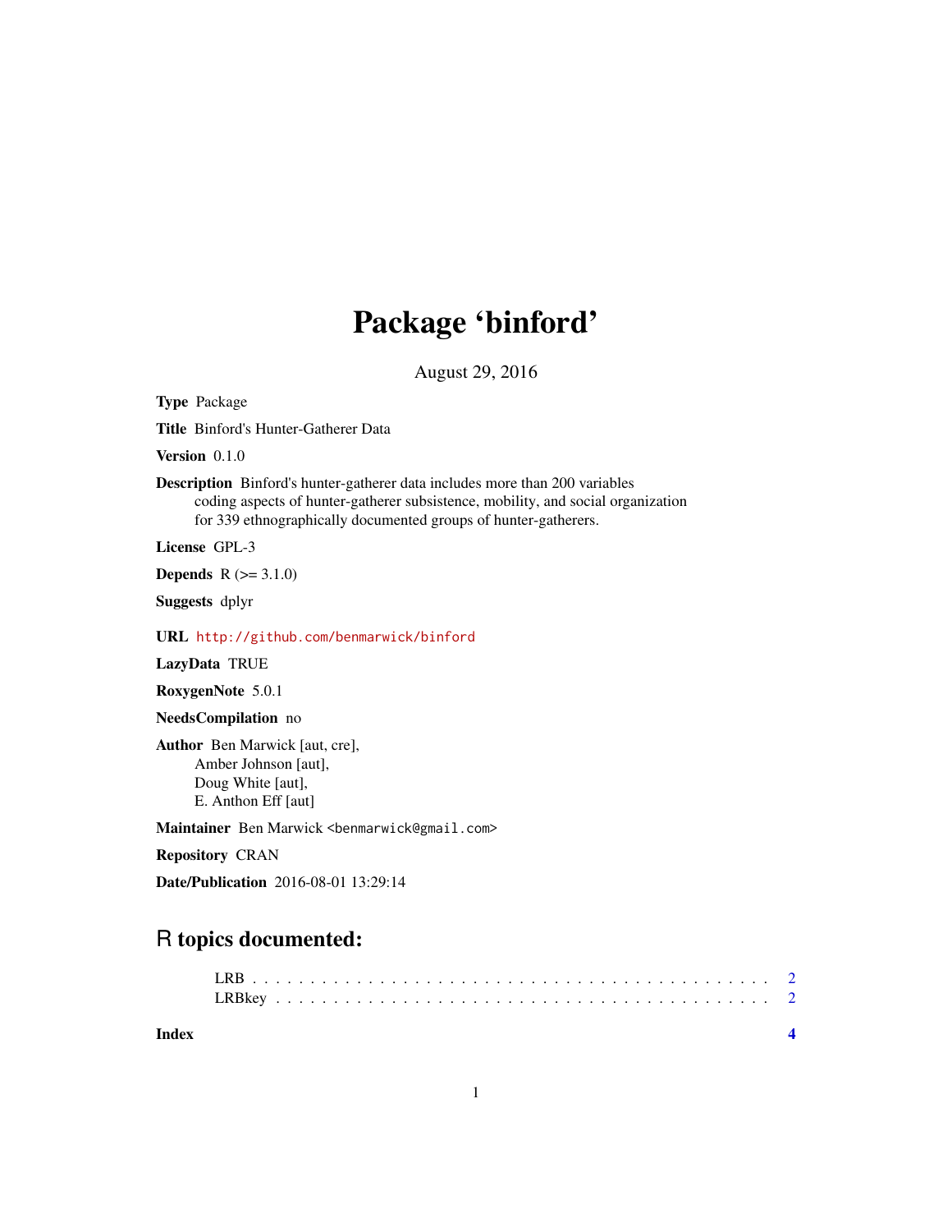# Package 'binford'

August 29, 2016

**Type** Package

**Title** Binford's Hunter-Gatherer Data

**Version** 0.1.0

**Description** Binford's hunter-gatherer data includes more than 200 variables coding aspects of hunter-gatherer subsistence, mobility, and social organization for 339 ethnographically documented groups of hunter-gatherers.

**License** GPL-3

**Depends** R (>= 3.1.0)

**Suggests** dplyr

**URL** http://github.com/benmarwick/binford

**LazyData** TRUE

**RoxygenNote** 5.0.1

**NeedsCompilation** no

**Author** Ben Marwick [aut, cre],
Amber Johnson [aut],
Doug White [aut],
E. Anthon Eff [aut]

**Maintainer** Ben Marwick <benmarwick@gmail.com>

**Repository** CRAN

**Date/Publication** 2016-08-01 13:29:14

## R topics documented:

LRB . . . . . . . . . . . . . . . . . . . . . . . . . . . . . . . . . . . . . . . . . . 2
LRBkey . . . . . . . . . . . . . . . . . . . . . . . . . . . . . . . . . . . . . . . . 2

**Index** **4**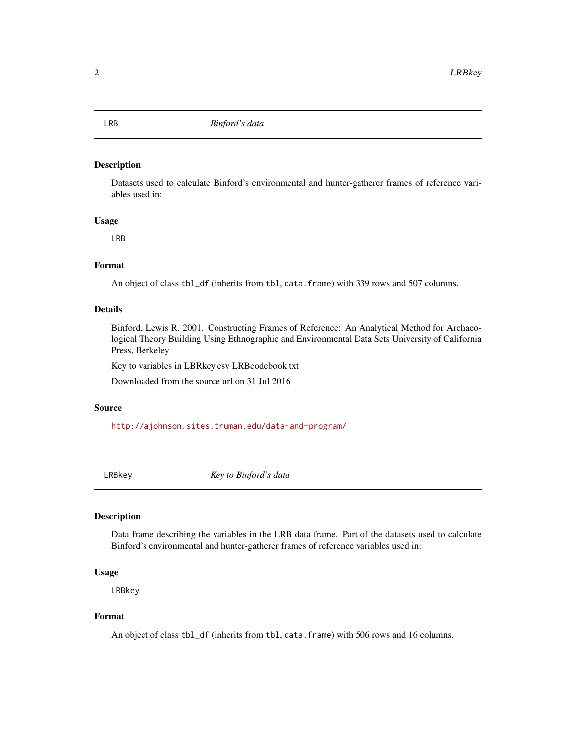## LRB *Binford's data*

### Description

Datasets used to calculate Binford's environmental and hunter-gatherer frames of reference variables used in:

### Usage

```
LRB
```

### Format

An object of class `tbl_df` (inherits from `tbl`, `data.frame`) with 339 rows and 507 columns.

### Details

Binford, Lewis R. 2001. Constructing Frames of Reference: An Analytical Method for Archaeological Theory Building Using Ethnographic and Environmental Data Sets University of California Press, Berkeley

Key to variables in LBRkey.csv LRBcodebook.txt

Downloaded from the source url on 31 Jul 2016

### Source

http://ajohnson.sites.truman.edu/data-and-program/

## LRBkey *Key to Binford's data*

### Description

Data frame describing the variables in the LRB data frame. Part of the datasets used to calculate Binford's environmental and hunter-gatherer frames of reference variables used in:

### Usage

```
LRBkey
```

### Format

An object of class `tbl_df` (inherits from `tbl`, `data.frame`) with 506 rows and 16 columns.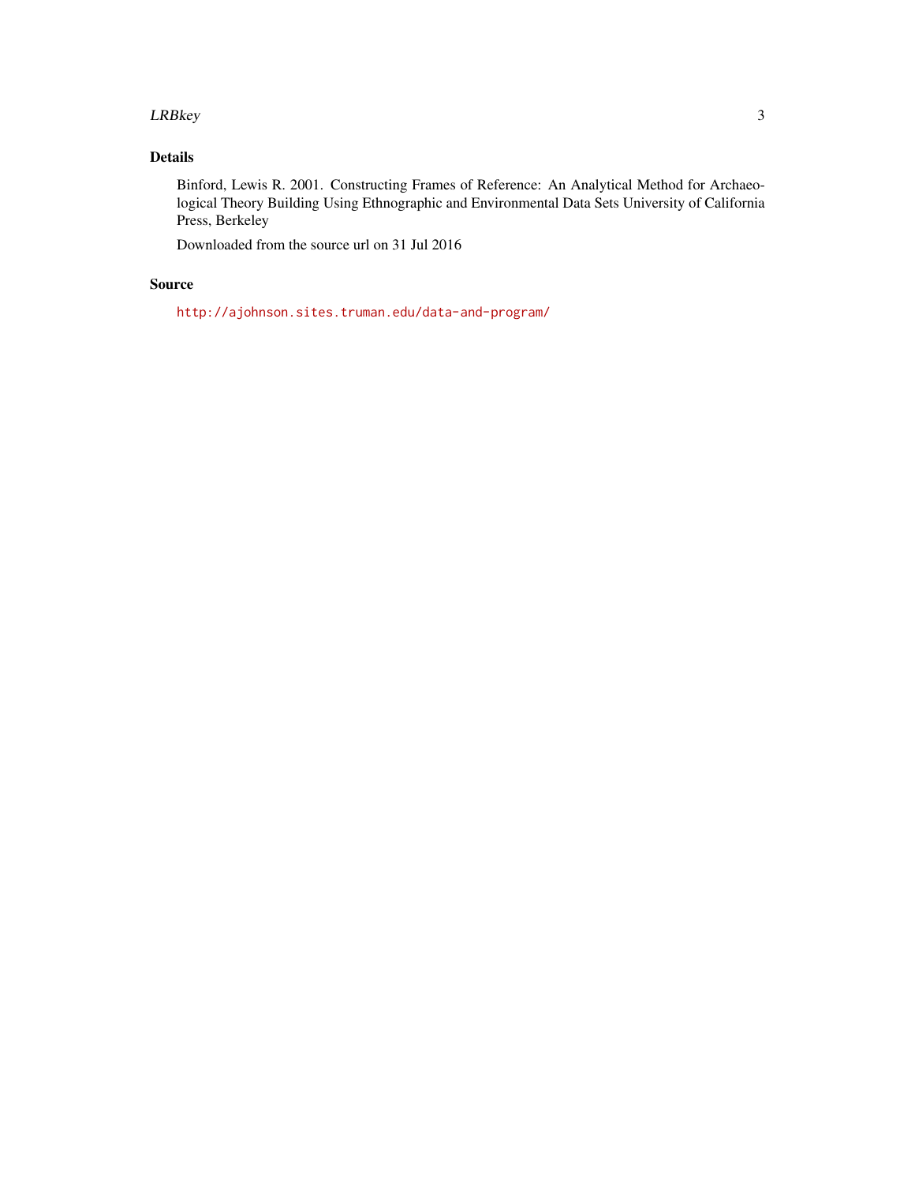## Details

Binford, Lewis R. 2001. Constructing Frames of Reference: An Analytical Method for Archaeological Theory Building Using Ethnographic and Environmental Data Sets University of California Press, Berkeley

Downloaded from the source url on 31 Jul 2016

## Source

http://ajohnson.sites.truman.edu/data-and-program/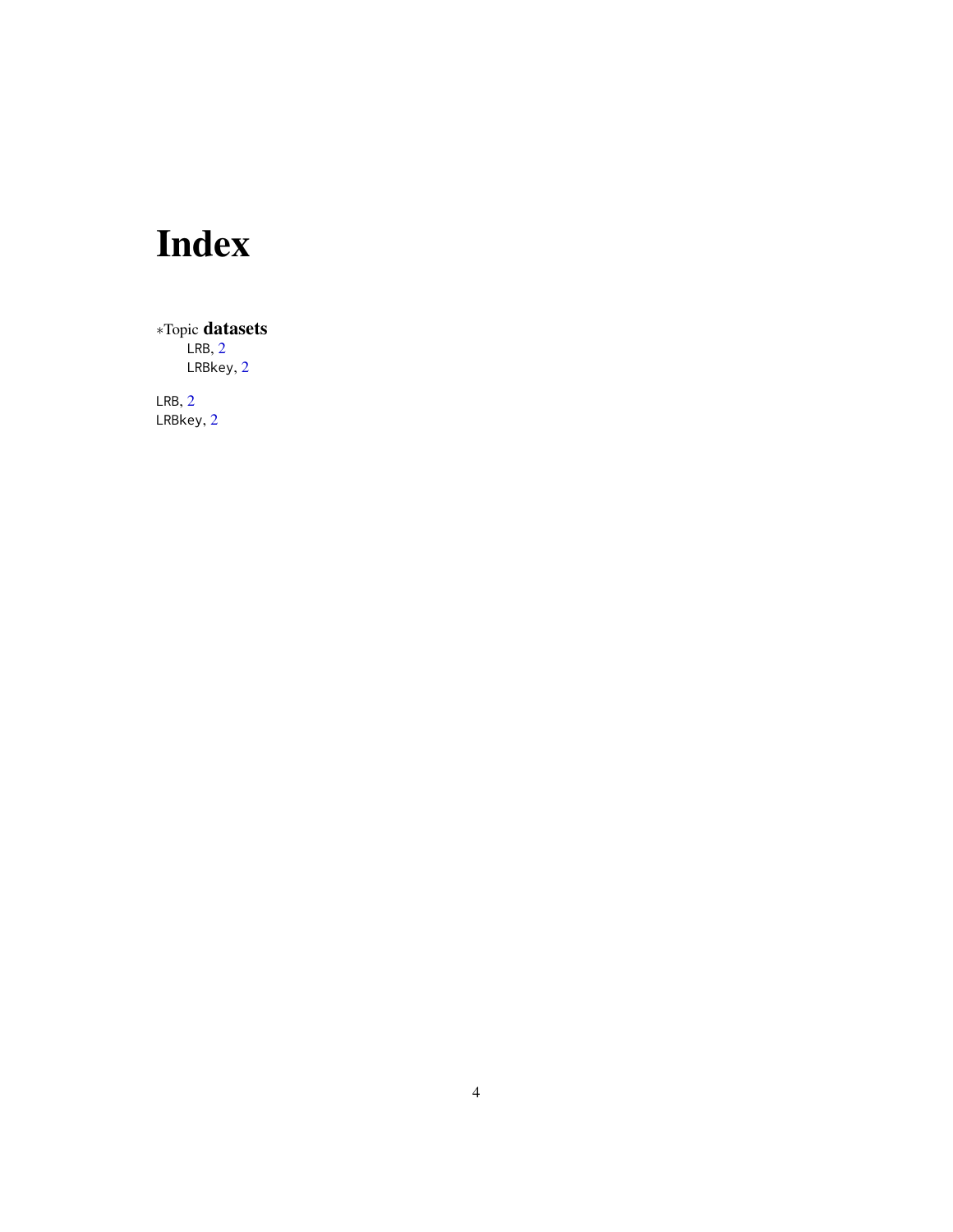# Index

*Topic **datasets**
  LRB, 2
  LRBkey, 2

LRB, 2
LRBkey, 2